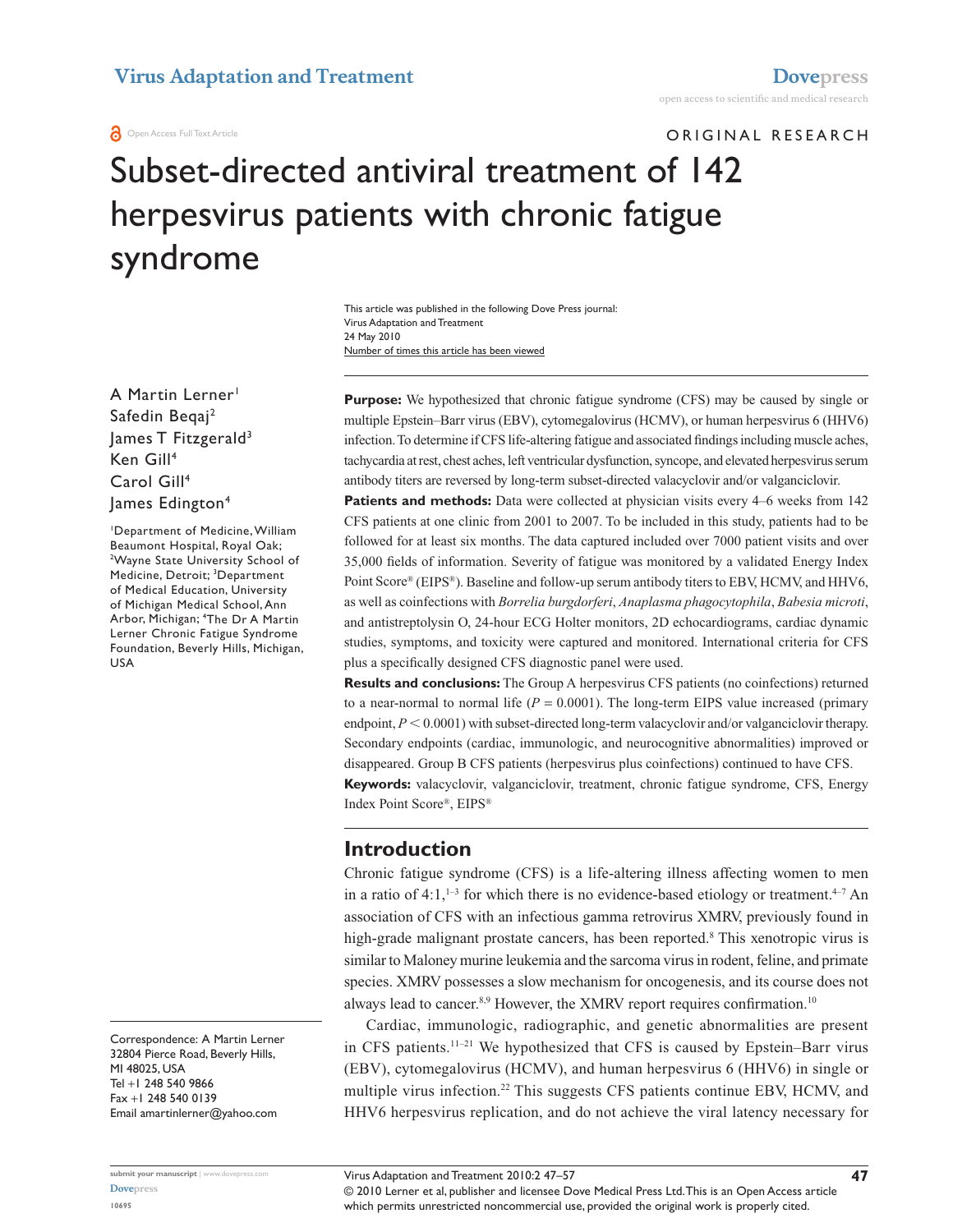Open Access Full Text Article

ORIGINAL RESEARCH

# Subset-directed antiviral treatment of 142 herpesvirus patients with chronic fatigue syndrome

This article was published in the following Dove Press journal:
Virus Adaptation and Treatment
24 May 2010
Number of times this article has been viewed

A Martin Lerner[1]
Safedin Beqaj[2]
James T Fitzgerald[3]
Ken Gill[4]
Carol Gill[4]
James Edington[4]

[1]Department of Medicine, William Beaumont Hospital, Royal Oak; [2]Wayne State University School of Medicine, Detroit; [3]Department of Medical Education, University of Michigan Medical School, Ann Arbor, Michigan; [4]The Dr A Martin Lerner Chronic Fatigue Syndrome Foundation, Beverly Hills, Michigan, USA

Correspondence: A Martin Lerner
32804 Pierce Road, Beverly Hills, MI 48025, USA
Tel +1 248 540 9866
Fax +1 248 540 0139
Email amartinlerner@yahoo.com

**Purpose:** We hypothesized that chronic fatigue syndrome (CFS) may be caused by single or multiple Epstein–Barr virus (EBV), cytomegalovirus (HCMV), or human herpesvirus 6 (HHV6) infection. To determine if CFS life-altering fatigue and associated findings including muscle aches, tachycardia at rest, chest aches, left ventricular dysfunction, syncope, and elevated herpesvirus serum antibody titers are reversed by long-term subset-directed valacyclovir and/or valganciclovir.

**Patients and methods:** Data were collected at physician visits every 4–6 weeks from 142 CFS patients at one clinic from 2001 to 2007. To be included in this study, patients had to be followed for at least six months. The data captured included over 7000 patient visits and over 35,000 fields of information. Severity of fatigue was monitored by a validated Energy Index Point Score® (EIPS®). Baseline and follow-up serum antibody titers to EBV, HCMV, and HHV6, as well as coinfections with *Borrelia burgdorferi*, *Anaplasma phagocytophila*, *Babesia microti*, and antistreptolysin O, 24-hour ECG Holter monitors, 2D echocardiograms, cardiac dynamic studies, symptoms, and toxicity were captured and monitored. International criteria for CFS plus a specifically designed CFS diagnostic panel were used.

**Results and conclusions:** The Group A herpesvirus CFS patients (no coinfections) returned to a near-normal to normal life ($P = 0.0001$). The long-term EIPS value increased (primary endpoint, $P < 0.0001$) with subset-directed long-term valacyclovir and/or valganciclovir therapy. Secondary endpoints (cardiac, immunologic, and neurocognitive abnormalities) improved or disappeared. Group B CFS patients (herpesvirus plus coinfections) continued to have CFS.

**Keywords:** valacyclovir, valganciclovir, treatment, chronic fatigue syndrome, CFS, Energy Index Point Score®, EIPS®

## Introduction

Chronic fatigue syndrome (CFS) is a life-altering illness affecting women to men in a ratio of 4:1,[1–3] for which there is no evidence-based etiology or treatment.[4–7] An association of CFS with an infectious gamma retrovirus XMRV, previously found in high-grade malignant prostate cancers, has been reported.[8] This xenotropic virus is similar to Maloney murine leukemia and the sarcoma virus in rodent, feline, and primate species. XMRV possesses a slow mechanism for oncogenesis, and its course does not always lead to cancer.[8,9] However, the XMRV report requires confirmation.[10]

Cardiac, immunologic, radiographic, and genetic abnormalities are present in CFS patients.[11–21] We hypothesized that CFS is caused by Epstein–Barr virus (EBV), cytomegalovirus (HCMV), and human herpesvirus 6 (HHV6) in single or multiple virus infection.[22] This suggests CFS patients continue EBV, HCMV, and HHV6 herpesvirus replication, and do not achieve the viral latency necessary for

© 2010 Lerner et al, publisher and licensee Dove Medical Press Ltd. This is an Open Access article which permits unrestricted noncommercial use, provided the original work is properly cited.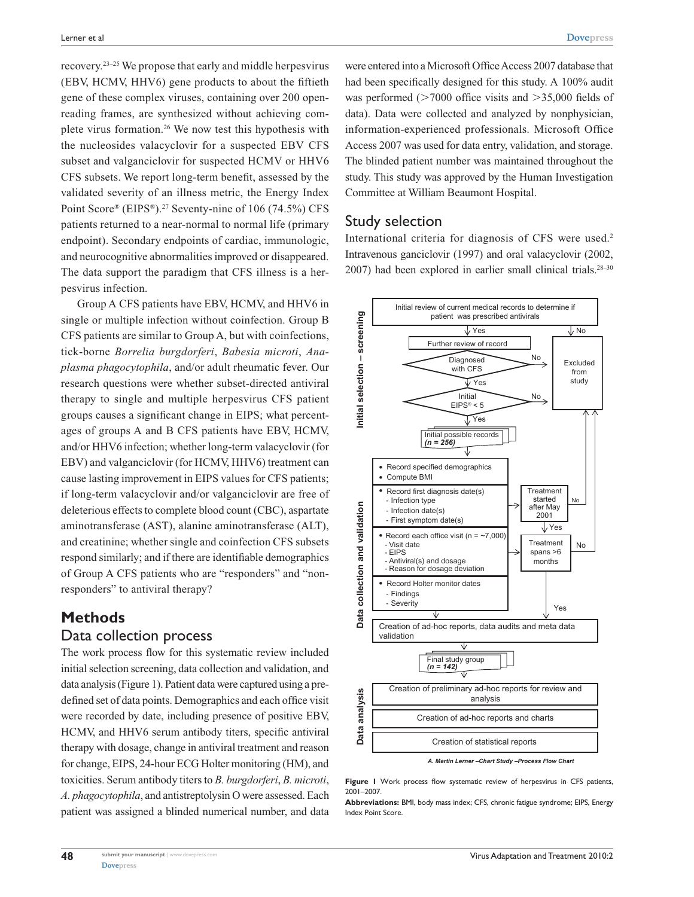recovery.[23–25] We propose that early and middle herpesvirus (EBV, HCMV, HHV6) gene products to about the fiftieth gene of these complex viruses, containing over 200 open-reading frames, are synthesized without achieving complete virus formation.[26] We now test this hypothesis with the nucleosides valacyclovir for a suspected EBV CFS subset and valganciclovir for suspected HCMV or HHV6 CFS subsets. We report long-term benefit, assessed by the validated severity of an illness metric, the Energy Index Point Score® (EIPS®).[27] Seventy-nine of 106 (74.5%) CFS patients returned to a near-normal to normal life (primary endpoint). Secondary endpoints of cardiac, immunologic, and neurocognitive abnormalities improved or disappeared. The data support the paradigm that CFS illness is a herpesvirus infection.

Group A CFS patients have EBV, HCMV, and HHV6 in single or multiple infection without coinfection. Group B CFS patients are similar to Group A, but with coinfections, tick-borne *Borrelia burgdorferi*, *Babesia microti*, *Anaplasma phagocytophila*, and/or adult rheumatic fever. Our research questions were whether subset-directed antiviral therapy to single and multiple herpesvirus CFS patient groups causes a significant change in EIPS; what percentages of groups A and B CFS patients have EBV, HCMV, and/or HHV6 infection; whether long-term valacyclovir (for EBV) and valganciclovir (for HCMV, HHV6) treatment can cause lasting improvement in EIPS values for CFS patients; if long-term valacyclovir and/or valganciclovir are free of deleterious effects to complete blood count (CBC), aspartate aminotransferase (AST), alanine aminotransferase (ALT), and creatinine; whether single and coinfection CFS subsets respond similarly; and if there are identifiable demographics of Group A CFS patients who are "responders" and "non-responders" to antiviral therapy?

# Methods

## Data collection process

The work process flow for this systematic review included initial selection screening, data collection and validation, and data analysis (Figure 1). Patient data were captured using a predefined set of data points. Demographics and each office visit were recorded by date, including presence of positive EBV, HCMV, and HHV6 serum antibody titers, specific antiviral therapy with dosage, change in antiviral treatment and reason for change, EIPS, 24-hour ECG Holter monitoring (HM), and toxicities. Serum antibody titers to *B. burgdorferi*, *B. microti*, *A. phagocytophila*, and antistreptolysin O were assessed. Each patient was assigned a blinded numerical number, and data were entered into a Microsoft Office Access 2007 database that had been specifically designed for this study. A 100% audit was performed (>7000 office visits and >35,000 fields of data). Data were collected and analyzed by nonphysician, information-experienced professionals. Microsoft Office Access 2007 was used for data entry, validation, and storage. The blinded patient number was maintained throughout the study. This study was approved by the Human Investigation Committee at William Beaumont Hospital.

## Study selection

International criteria for diagnosis of CFS were used.[2] Intravenous ganciclovir (1997) and oral valacyclovir (2002, 2007) had been explored in earlier small clinical trials.[28–30]

**Initial selection – screening**

- Initial review of current medical records to determine if patient was prescribed antivirals
  - No → Excluded from study
  - Yes → Further review of record
- Diagnosed with CFS
  - No → Excluded from study
  - Yes → Initial EIPS® < 5
- Initial EIPS® < 5
  - No → Excluded from study
  - Yes → Initial possible records (*n = 256*)

**Data collection and validation**

- Record specified demographics
- Compute BMI
- Record first diagnosis date(s)
  - Infection type
  - Infection date(s)
  - First symptom date(s)
  - → Treatment started after May 2001 (No → Excluded from study; Yes → Treatment spans >6 months)
- Record each office visit (n = ~7,000)
  - Visit date
  - EIPS
  - Antiviral(s) and dosage
  - Reason for dosage deviation
  - → Treatment spans >6 months (No → Excluded from study; Yes → Creation of ad-hoc reports, data audits and meta data validation)
- Record Holter monitor dates
  - Findings
  - Severity
- Creation of ad-hoc reports, data audits and meta data validation
- Final study group (*n = 142*)

**Data analysis**

- Creation of preliminary ad-hoc reports for review and analysis
- Creation of ad-hoc reports and charts
- Creation of statistical reports

*A. Martin Lerner –Chart Study –Process Flow Chart*

**Figure 1** Work process flow systematic review of herpesvirus in CFS patients, 2001–2007.

**Abbreviations:** BMI, body mass index; CFS, chronic fatigue syndrome; EIPS, Energy Index Point Score.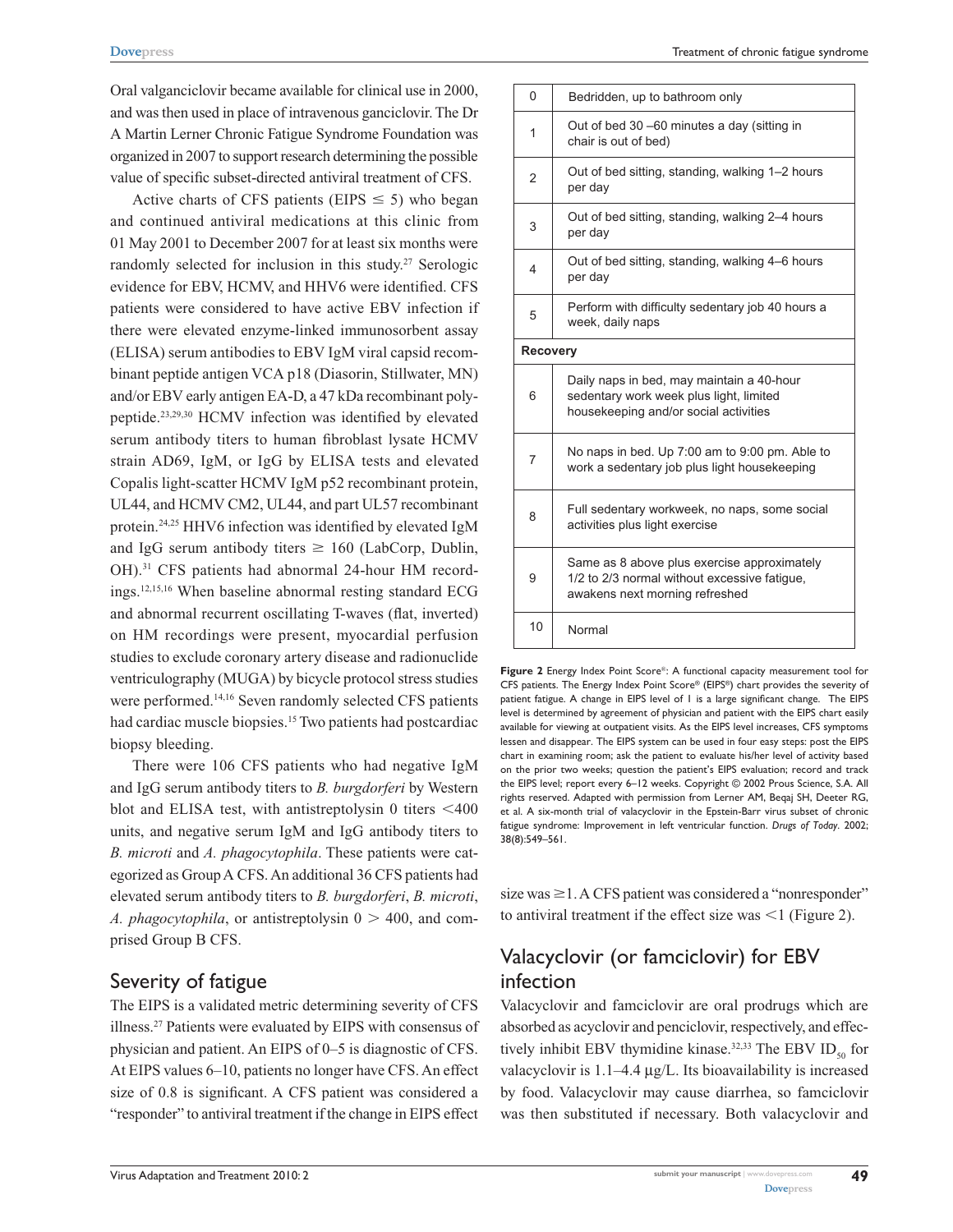Oral valganciclovir became available for clinical use in 2000, and was then used in place of intravenous ganciclovir. The Dr A Martin Lerner Chronic Fatigue Syndrome Foundation was organized in 2007 to support research determining the possible value of specific subset-directed antiviral treatment of CFS.

Active charts of CFS patients (EIPS ≤ 5) who began and continued antiviral medications at this clinic from 01 May 2001 to December 2007 for at least six months were randomly selected for inclusion in this study.[27] Serologic evidence for EBV, HCMV, and HHV6 were identified. CFS patients were considered to have active EBV infection if there were elevated enzyme-linked immunosorbent assay (ELISA) serum antibodies to EBV IgM viral capsid recombinant peptide antigen VCA p18 (Diasorin, Stillwater, MN) and/or EBV early antigen EA-D, a 47 kDa recombinant polypeptide.[23,29,30] HCMV infection was identified by elevated serum antibody titers to human fibroblast lysate HCMV strain AD69, IgM, or IgG by ELISA tests and elevated Copalis light-scatter HCMV IgM p52 recombinant protein, UL44, and HCMV CM2, UL44, and part UL57 recombinant protein.[24,25] HHV6 infection was identified by elevated IgM and IgG serum antibody titers ≥ 160 (LabCorp, Dublin, OH).[31] CFS patients had abnormal 24-hour HM recordings.[12,15,16] When baseline abnormal resting standard ECG and abnormal recurrent oscillating T-waves (flat, inverted) on HM recordings were present, myocardial perfusion studies to exclude coronary artery disease and radionuclide ventriculography (MUGA) by bicycle protocol stress studies were performed.[14,16] Seven randomly selected CFS patients had cardiac muscle biopsies.[15] Two patients had postcardiac biopsy bleeding.

There were 106 CFS patients who had negative IgM and IgG serum antibody titers to *B. burgdorferi* by Western blot and ELISA test, with antistreptolysin 0 titers <400 units, and negative serum IgM and IgG antibody titers to *B. microti* and *A. phagocytophila*. These patients were categorized as Group A CFS. An additional 36 CFS patients had elevated serum antibody titers to *B. burgdorferi*, *B. microti*, *A. phagocytophila*, or antistreptolysin 0 > 400, and comprised Group B CFS.

## Severity of fatigue

The EIPS is a validated metric determining severity of CFS illness.[27] Patients were evaluated by EIPS with consensus of physician and patient. An EIPS of 0–5 is diagnostic of CFS. At EIPS values 6–10, patients no longer have CFS. An effect size of 0.8 is significant. A CFS patient was considered a "responder" to antiviral treatment if the change in EIPS effect size was ≥1. A CFS patient was considered a "nonresponder" to antiviral treatment if the effect size was <1 (Figure 2).

| | |
|---|---|
| 0 | Bedridden, up to bathroom only |
| 1 | Out of bed 30 –60 minutes a day (sitting in chair is out of bed) |
| 2 | Out of bed sitting, standing, walking 1–2 hours per day |
| 3 | Out of bed sitting, standing, walking 2–4 hours per day |
| 4 | Out of bed sitting, standing, walking 4–6 hours per day |
| 5 | Perform with difficulty sedentary job 40 hours a week, daily naps |
| **Recovery** | |
| 6 | Daily naps in bed, may maintain a 40-hour sedentary work week plus light, limited housekeeping and/or social activities |
| 7 | No naps in bed. Up 7:00 am to 9:00 pm. Able to work a sedentary job plus light housekeeping |
| 8 | Full sedentary workweek, no naps, some social activities plus light exercise |
| 9 | Same as 8 above plus exercise approximately 1/2 to 2/3 normal without excessive fatigue, awakens next morning refreshed |
| 10 | Normal |

**Figure 2** Energy Index Point Score®: A functional capacity measurement tool for CFS patients. The Energy Index Point Score® (EIPS®) chart provides the severity of patient fatigue. A change in EIPS level of 1 is a large significant change. The EIPS level is determined by agreement of physician and patient with the EIPS chart easily available for viewing at outpatient visits. As the EIPS level increases, CFS symptoms lessen and disappear. The EIPS system can be used in four easy steps: post the EIPS chart in examining room; ask the patient to evaluate his/her level of activity based on the prior two weeks; question the patient's EIPS evaluation; record and track the EIPS level; report every 6–12 weeks. Copyright © 2002 Prous Science, S.A. All rights reserved. Adapted with permission from Lerner AM, Beqaj SH, Deeter RG, et al. A six-month trial of valacyclovir in the Epstein-Barr virus subset of chronic fatigue syndrome: Improvement in left ventricular function. *Drugs of Today*. 2002; 38(8):549–561.

## Valacyclovir (or famciclovir) for EBV infection

Valacyclovir and famciclovir are oral prodrugs which are absorbed as acyclovir and penciclovir, respectively, and effectively inhibit EBV thymidine kinase.[32,33] The EBV $ID_{50}$ for valacyclovir is 1.1–4.4 µg/L. Its bioavailability is increased by food. Valacyclovir may cause diarrhea, so famciclovir was then substituted if necessary. Both valacyclovir and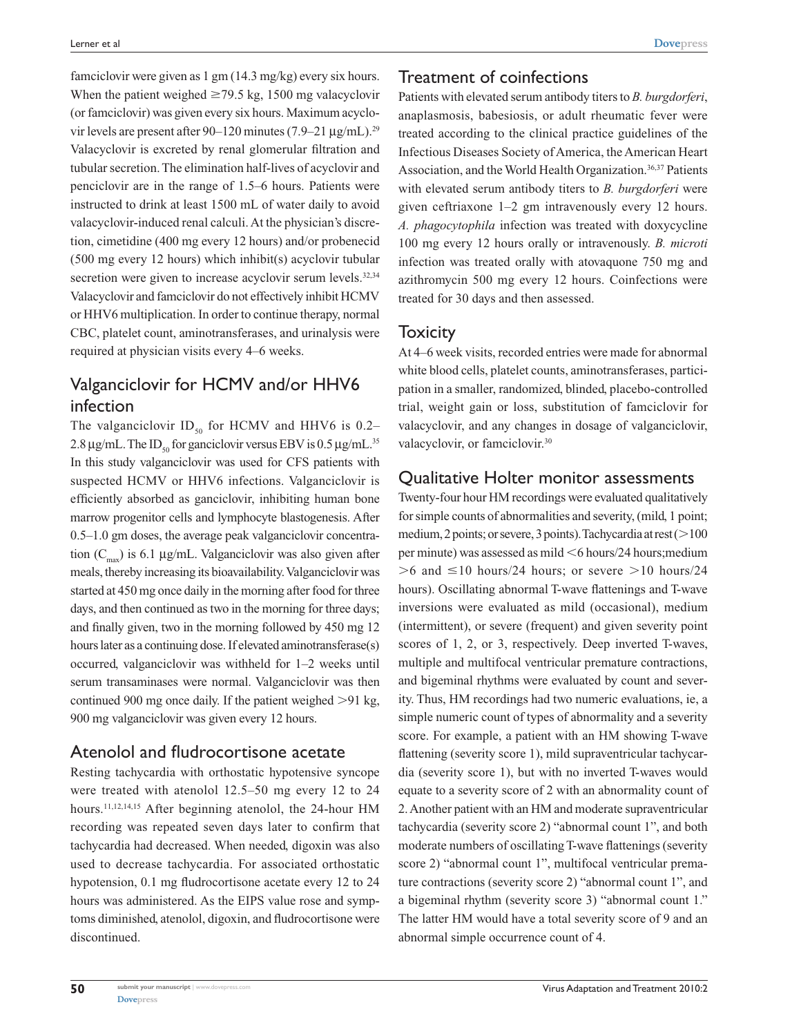famciclovir were given as 1 gm (14.3 mg/kg) every six hours. When the patient weighed ≥79.5 kg, 1500 mg valacyclovir (or famciclovir) was given every six hours. Maximum acyclovir levels are present after 90–120 minutes (7.9–21 μg/mL).[29] Valacyclovir is excreted by renal glomerular filtration and tubular secretion. The elimination half-lives of acyclovir and penciclovir are in the range of 1.5–6 hours. Patients were instructed to drink at least 1500 mL of water daily to avoid valacyclovir-induced renal calculi. At the physician's discretion, cimetidine (400 mg every 12 hours) and/or probenecid (500 mg every 12 hours) which inhibit(s) acyclovir tubular secretion were given to increase acyclovir serum levels.[32,34] Valacyclovir and famciclovir do not effectively inhibit HCMV or HHV6 multiplication. In order to continue therapy, normal CBC, platelet count, aminotransferases, and urinalysis were required at physician visits every 4–6 weeks.

## Valganciclovir for HCMV and/or HHV6 infection

The valganciclovir $ID_{50}$ for HCMV and HHV6 is 0.2–2.8 μg/mL. The $ID_{50}$ for ganciclovir versus EBV is 0.5 μg/mL.[35] In this study valganciclovir was used for CFS patients with suspected HCMV or HHV6 infections. Valganciclovir is efficiently absorbed as ganciclovir, inhibiting human bone marrow progenitor cells and lymphocyte blastogenesis. After 0.5–1.0 gm doses, the average peak valganciclovir concentration ($C_{max}$) is 6.1 μg/mL. Valganciclovir was also given after meals, thereby increasing its bioavailability. Valganciclovir was started at 450 mg once daily in the morning after food for three days, and then continued as two in the morning for three days; and finally given, two in the morning followed by 450 mg 12 hours later as a continuing dose. If elevated aminotransferase(s) occurred, valganciclovir was withheld for 1–2 weeks until serum transaminases were normal. Valganciclovir was then continued 900 mg once daily. If the patient weighed >91 kg, 900 mg valganciclovir was given every 12 hours.

## Atenolol and fludrocortisone acetate

Resting tachycardia with orthostatic hypotensive syncope were treated with atenolol 12.5–50 mg every 12 to 24 hours.[11,12,14,15] After beginning atenolol, the 24-hour HM recording was repeated seven days later to confirm that tachycardia had decreased. When needed, digoxin was also used to decrease tachycardia. For associated orthostatic hypotension, 0.1 mg fludrocortisone acetate every 12 to 24 hours was administered. As the EIPS value rose and symptoms diminished, atenolol, digoxin, and fludrocortisone were discontinued.

## Treatment of coinfections

Patients with elevated serum antibody titers to *B. burgdorferi*, anaplasmosis, babesiosis, or adult rheumatic fever were treated according to the clinical practice guidelines of the Infectious Diseases Society of America, the American Heart Association, and the World Health Organization.[36,37] Patients with elevated serum antibody titers to *B. burgdorferi* were given ceftriaxone 1–2 gm intravenously every 12 hours. *A. phagocytophila* infection was treated with doxycycline 100 mg every 12 hours orally or intravenously. *B. microti* infection was treated orally with atovaquone 750 mg and azithromycin 500 mg every 12 hours. Coinfections were treated for 30 days and then assessed.

## Toxicity

At 4–6 week visits, recorded entries were made for abnormal white blood cells, platelet counts, aminotransferases, participation in a smaller, randomized, blinded, placebo-controlled trial, weight gain or loss, substitution of famciclovir for valacyclovir, and any changes in dosage of valganciclovir, valacyclovir, or famciclovir.[30]

## Qualitative Holter monitor assessments

Twenty-four hour HM recordings were evaluated qualitatively for simple counts of abnormalities and severity, (mild, 1 point; medium, 2 points; or severe, 3 points). Tachycardia at rest (>100 per minute) was assessed as mild <6 hours/24 hours; medium >6 and ≤10 hours/24 hours; or severe >10 hours/24 hours). Oscillating abnormal T-wave flattenings and T-wave inversions were evaluated as mild (occasional), medium (intermittent), or severe (frequent) and given severity point scores of 1, 2, or 3, respectively. Deep inverted T-waves, multiple and multifocal ventricular premature contractions, and bigeminal rhythms were evaluated by count and severity. Thus, HM recordings had two numeric evaluations, ie, a simple numeric count of types of abnormality and a severity score. For example, a patient with an HM showing T-wave flattening (severity score 1), mild supraventricular tachycardia (severity score 1), but with no inverted T-waves would equate to a severity score of 2 with an abnormality count of 2. Another patient with an HM and moderate supraventricular tachycardia (severity score 2) "abnormal count 1", and both moderate numbers of oscillating T-wave flattenings (severity score 2) "abnormal count 1", multifocal ventricular premature contractions (severity score 2) "abnormal count 1", and a bigeminal rhythm (severity score 3) "abnormal count 1." The latter HM would have a total severity score of 9 and an abnormal simple occurrence count of 4.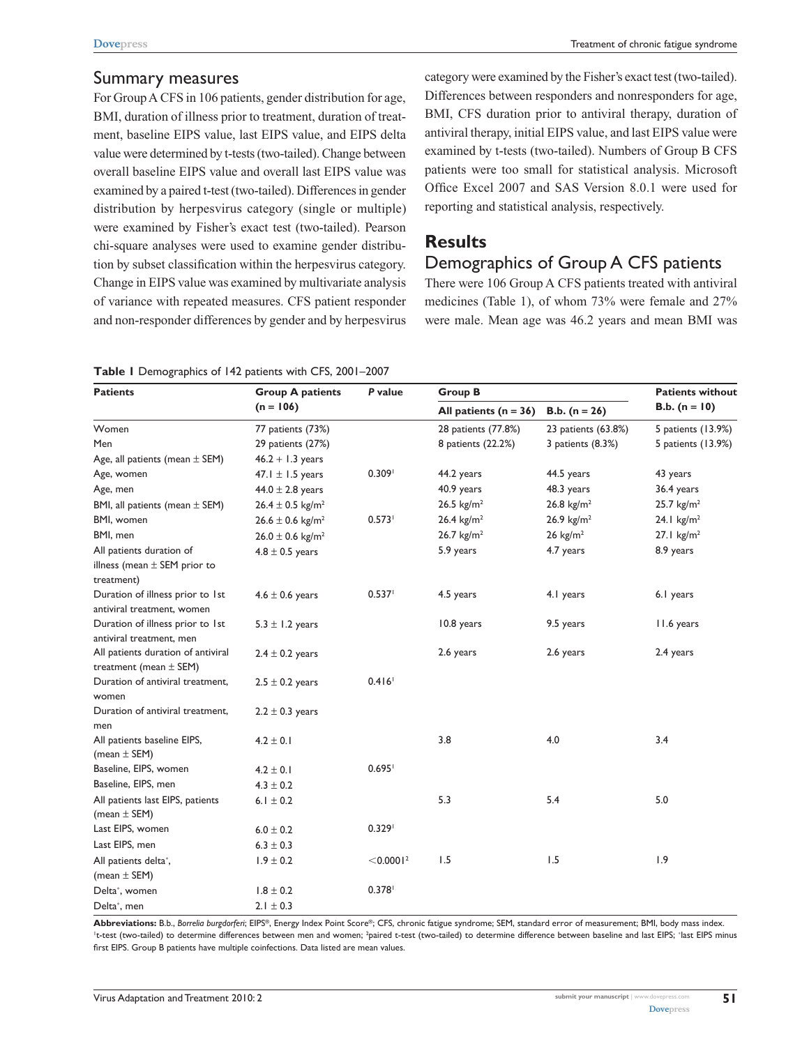## Summary measures

For Group A CFS in 106 patients, gender distribution for age, BMI, duration of illness prior to treatment, duration of treatment, baseline EIPS value, last EIPS value, and EIPS delta value were determined by t-tests (two-tailed). Change between overall baseline EIPS value and overall last EIPS value was examined by a paired t-test (two-tailed). Differences in gender distribution by herpesvirus category (single or multiple) were examined by Fisher's exact test (two-tailed). Pearson chi-square analyses were used to examine gender distribution by subset classification within the herpesvirus category. Change in EIPS value was examined by multivariate analysis of variance with repeated measures. CFS patient responder and non-responder differences by gender and by herpesvirus category were examined by the Fisher's exact test (two-tailed). Differences between responders and nonresponders for age, BMI, CFS duration prior to antiviral therapy, duration of antiviral therapy, initial EIPS value, and last EIPS value were examined by t-tests (two-tailed). Numbers of Group B CFS patients were too small for statistical analysis. Microsoft Office Excel 2007 and SAS Version 8.0.1 were used for reporting and statistical analysis, respectively.

# Results

## Demographics of Group A CFS patients

There were 106 Group A CFS patients treated with antiviral medicines (Table 1), of whom 73% were female and 27% were male. Mean age was 46.2 years and mean BMI was

**Table 1** Demographics of 142 patients with CFS, 2001–2007

| Patients | Group A patients (n = 106) | *P* value | Group B | | Patients without B.b. (n = 10) |
|---|---|---|---|---|---|
| | | | All patients (n = 36) | B.b. (n = 26) | |
| Women | 77 patients (73%) | | 28 patients (77.8%) | 23 patients (63.8%) | 5 patients (13.9%) |
| Men | 29 patients (27%) | | 8 patients (22.2%) | 3 patients (8.3%) | 5 patients (13.9%) |
| Age, all patients (mean ± SEM) | 46.2 + 1.3 years | | | | |
| Age, women | 47.1 ± 1.5 years | 0.309[1] | 44.2 years | 44.5 years | 43 years |
| Age, men | 44.0 ± 2.8 years | | 40.9 years | 48.3 years | 36.4 years |
| BMI, all patients (mean ± SEM) | 26.4 ± 0.5 kg/m$^2$ | | 26.5 kg/m$^2$ | 26.8 kg/m$^2$ | 25.7 kg/m$^2$ |
| BMI, women | 26.6 ± 0.6 kg/m$^2$ | 0.573[1] | 26.4 kg/m$^2$ | 26.9 kg/m$^2$ | 24.1 kg/m$^2$ |
| BMI, men | 26.0 ± 0.6 kg/m$^2$ | | 26.7 kg/m$^2$ | 26 kg/m$^2$ | 27.1 kg/m$^2$ |
| All patients duration of illness (mean ± SEM prior to treatment) | 4.8 ± 0.5 years | | 5.9 years | 4.7 years | 8.9 years |
| Duration of illness prior to 1st antiviral treatment, women | 4.6 ± 0.6 years | 0.537[1] | 4.5 years | 4.1 years | 6.1 years |
| Duration of illness prior to 1st antiviral treatment, men | 5.3 ± 1.2 years | | 10.8 years | 9.5 years | 11.6 years |
| All patients duration of antiviral treatment (mean ± SEM) | 2.4 ± 0.2 years | | 2.6 years | 2.6 years | 2.4 years |
| Duration of antiviral treatment, women | 2.5 ± 0.2 years | 0.416[1] | | | |
| Duration of antiviral treatment, men | 2.2 ± 0.3 years | | | | |
| All patients baseline EIPS, (mean ± SEM) | 4.2 ± 0.1 | | 3.8 | 4.0 | 3.4 |
| Baseline, EIPS, women | 4.2 ± 0.1 | 0.695[1] | | | |
| Baseline, EIPS, men | 4.3 ± 0.2 | | | | |
| All patients last EIPS, patients (mean ± SEM) | 6.1 ± 0.2 | | 5.3 | 5.4 | 5.0 |
| Last EIPS, women | 6.0 ± 0.2 | 0.329[1] | | | |
| Last EIPS, men | 6.3 ± 0.3 | | | | |
| All patients delta[+], (mean ± SEM) | 1.9 ± 0.2 | <0.0001[2] | 1.5 | 1.5 | 1.9 |
| Delta[+], women | 1.8 ± 0.2 | 0.378[1] | | | |
| Delta[+], men | 2.1 ± 0.3 | | | | |

**Abbreviations:** B.b., *Borrelia burgdorferi*; EIPS®, Energy Index Point Score®; CFS, chronic fatigue syndrome; SEM, standard error of measurement; BMI, body mass index.
[1]t-test (two-tailed) to determine differences between men and women; [2]paired t-test (two-tailed) to determine difference between baseline and last EIPS; [+]last EIPS minus first EIPS. Group B patients have multiple coinfections. Data listed are mean values.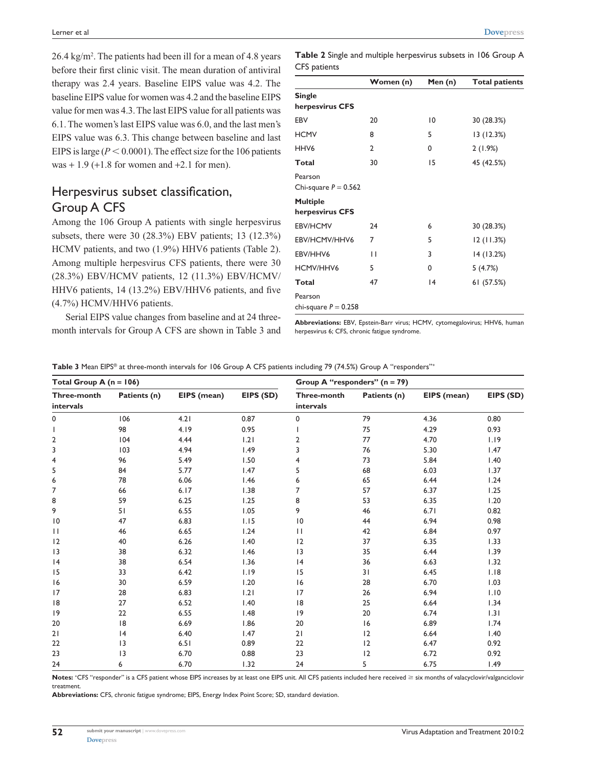26.4 kg/m$^2$. The patients had been ill for a mean of 4.8 years before their first clinic visit. The mean duration of antiviral therapy was 2.4 years. Baseline EIPS value was 4.2. The baseline EIPS value for women was 4.2 and the baseline EIPS value for men was 4.3. The last EIPS value for all patients was 6.1. The women's last EIPS value was 6.0, and the last men's EIPS value was 6.3. This change between baseline and last EIPS is large ($P < 0.0001$). The effect size for the 106 patients was + 1.9 (+1.8 for women and +2.1 for men).

## Herpesvirus subset classification, Group A CFS

Among the 106 Group A patients with single herpesvirus subsets, there were 30 (28.3%) EBV patients; 13 (12.3%) HCMV patients, and two (1.9%) HHV6 patients (Table 2). Among multiple herpesvirus CFS patients, there were 30 (28.3%) EBV/HCMV patients, 12 (11.3%) EBV/HCMV/HHV6 patients, 14 (13.2%) EBV/HHV6 patients, and five (4.7%) HCMV/HHV6 patients.

Serial EIPS value changes from baseline and at 24 three-month intervals for Group A CFS are shown in Table 3 and

**Table 2** Single and multiple herpesvirus subsets in 106 Group A CFS patients

| | Women (n) | Men (n) | Total patients |
|---|---|---|---|
| **Single herpesvirus CFS** | | | |
| EBV | 20 | 10 | 30 (28.3%) |
| HCMV | 8 | 5 | 13 (12.3%) |
| HHV6 | 2 | 0 | 2 (1.9%) |
| **Total** | 30 | 15 | 45 (42.5%) |
| Pearson Chi-square $P = 0.562$ | | | |
| **Multiple herpesvirus CFS** | | | |
| EBV/HCMV | 24 | 6 | 30 (28.3%) |
| EBV/HCMV/HHV6 | 7 | 5 | 12 (11.3%) |
| EBV/HHV6 | 11 | 3 | 14 (13.2%) |
| HCMV/HHV6 | 5 | 0 | 5 (4.7%) |
| **Total** | 47 | 14 | 61 (57.5%) |
| Pearson chi-square $P = 0.258$ | | | |

**Abbreviations:** EBV, Epstein-Barr virus; HCMV, cytomegalovirus; HHV6, human herpesvirus 6; CFS, chronic fatigue syndrome.

**Table 3** Mean EIPS® at three-month intervals for 106 Group A CFS patients including 79 (74.5%) Group A "responders"+

| Total Group A (n = 106) | | | | Group A "responders" (n = 79) | | | |
|---|---|---|---|---|---|---|---|
| Three-month intervals | Patients (n) | EIPS (mean) | EIPS (SD) | Three-month intervals | Patients (n) | EIPS (mean) | EIPS (SD) |
| 0 | 106 | 4.21 | 0.87 | 0 | 79 | 4.36 | 0.80 |
| 1 | 98 | 4.19 | 0.95 | 1 | 75 | 4.29 | 0.93 |
| 2 | 104 | 4.44 | 1.21 | 2 | 77 | 4.70 | 1.19 |
| 3 | 103 | 4.94 | 1.49 | 3 | 76 | 5.30 | 1.47 |
| 4 | 96 | 5.49 | 1.50 | 4 | 73 | 5.84 | 1.40 |
| 5 | 84 | 5.77 | 1.47 | 5 | 68 | 6.03 | 1.37 |
| 6 | 78 | 6.06 | 1.46 | 6 | 65 | 6.44 | 1.24 |
| 7 | 66 | 6.17 | 1.38 | 7 | 57 | 6.37 | 1.25 |
| 8 | 59 | 6.25 | 1.25 | 8 | 53 | 6.35 | 1.20 |
| 9 | 51 | 6.55 | 1.05 | 9 | 46 | 6.71 | 0.82 |
| 10 | 47 | 6.83 | 1.15 | 10 | 44 | 6.94 | 0.98 |
| 11 | 46 | 6.65 | 1.24 | 11 | 42 | 6.84 | 0.97 |
| 12 | 40 | 6.26 | 1.40 | 12 | 37 | 6.35 | 1.33 |
| 13 | 38 | 6.32 | 1.46 | 13 | 35 | 6.44 | 1.39 |
| 14 | 38 | 6.54 | 1.36 | 14 | 36 | 6.63 | 1.32 |
| 15 | 33 | 6.42 | 1.19 | 15 | 31 | 6.45 | 1.18 |
| 16 | 30 | 6.59 | 1.20 | 16 | 28 | 6.70 | 1.03 |
| 17 | 28 | 6.83 | 1.21 | 17 | 26 | 6.94 | 1.10 |
| 18 | 27 | 6.52 | 1.40 | 18 | 25 | 6.64 | 1.34 |
| 19 | 22 | 6.55 | 1.48 | 19 | 20 | 6.74 | 1.31 |
| 20 | 18 | 6.69 | 1.86 | 20 | 16 | 6.89 | 1.74 |
| 21 | 14 | 6.40 | 1.47 | 21 | 12 | 6.64 | 1.40 |
| 22 | 13 | 6.51 | 0.89 | 22 | 12 | 6.47 | 0.92 |
| 23 | 13 | 6.70 | 0.88 | 23 | 12 | 6.72 | 0.92 |
| 24 | 6 | 6.70 | 1.32 | 24 | 5 | 6.75 | 1.49 |

**Notes:** +CFS "responder" is a CFS patient whose EIPS increases by at least one EIPS unit. All CFS patients included here received ≥ six months of valacyclovir/valganciclovir treatment.

**Abbreviations:** CFS, chronic fatigue syndrome; EIPS, Energy Index Point Score; SD, standard deviation.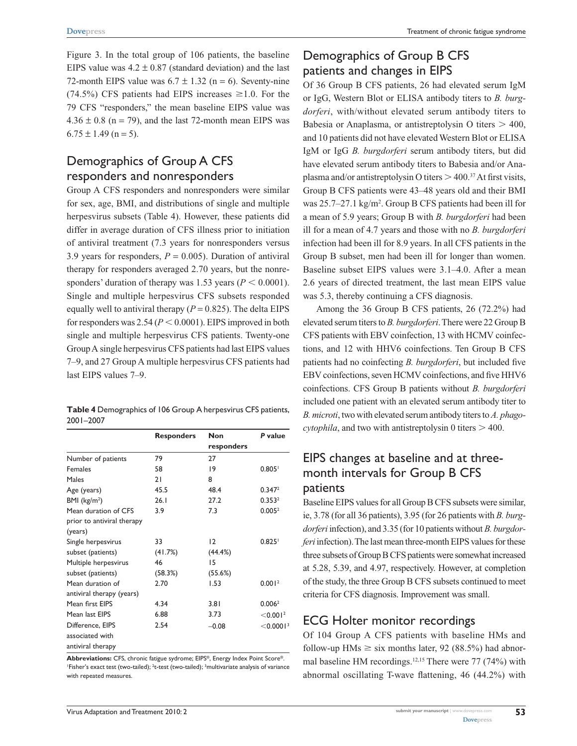Figure 3. In the total group of 106 patients, the baseline EIPS value was $4.2 \pm 0.87$ (standard deviation) and the last 72-month EIPS value was $6.7 \pm 1.32$ (n = 6). Seventy-nine (74.5%) CFS patients had EIPS increases $\geq 1.0$. For the 79 CFS "responders," the mean baseline EIPS value was $4.36 \pm 0.8$ (n = 79), and the last 72-month mean EIPS was $6.75 \pm 1.49$ (n = 5).

## Demographics of Group A CFS responders and nonresponders

Group A CFS responders and nonresponders were similar for sex, age, BMI, and distributions of single and multiple herpesvirus subsets (Table 4). However, these patients did differ in average duration of CFS illness prior to initiation of antiviral treatment (7.3 years for nonresponders versus 3.9 years for responders, $P = 0.005$). Duration of antiviral therapy for responders averaged 2.70 years, but the nonresponders' duration of therapy was 1.53 years ($P < 0.0001$). Single and multiple herpesvirus CFS subsets responded equally well to antiviral therapy ($P = 0.825$). The delta EIPS for responders was 2.54 ($P < 0.0001$). EIPS improved in both single and multiple herpesvirus CFS patients. Twenty-one Group A single herpesvirus CFS patients had last EIPS values 7–9, and 27 Group A multiple herpesvirus CFS patients had last EIPS values 7–9.

**Table 4** Demographics of 106 Group A herpesvirus CFS patients, 2001–2007

| | Responders | Non responders | *P* value |
|---|---|---|---|
| Number of patients | 79 | 27 | |
| Females | 58 | 19 | 0.805[1] |
| Males | 21 | 8 | |
| Age (years) | 45.5 | 48.4 | 0.347[2] |
| BMI (kg/m$^2$) | 26.1 | 27.2 | 0.353[2] |
| Mean duration of CFS prior to antiviral therapy (years) | 3.9 | 7.3 | 0.005[2] |
| Single herpesvirus subset (patients) | 33 (41.7%) | 12 (44.4%) | 0.825[1] |
| Multiple herpesvirus subset (patients) | 46 (58.3%) | 15 (55.6%) | |
| Mean duration of antiviral therapy (years) | 2.70 | 1.53 | 0.001[2] |
| Mean first EIPS | 4.34 | 3.81 | 0.006[2] |
| Mean last EIPS | 6.88 | 3.73 | <0.001[2] |
| Difference, EIPS associated with antiviral therapy | 2.54 | –0.08 | <0.0001[3] |

**Abbreviations:** CFS, chronic fatigue sydrome; EIPS®, Energy Index Point Score®. [1]Fisher's exact test (two-tailed); [2]t-test (two-tailed); [3]multivariate analysis of variance with repeated measures.

## Demographics of Group B CFS patients and changes in EIPS

Of 36 Group B CFS patients, 26 had elevated serum IgM or IgG, Western Blot or ELISA antibody titers to *B. burgdorferi*, with/without elevated serum antibody titers to Babesia or Anaplasma, or antistreptolysin O titers > 400, and 10 patients did not have elevated Western Blot or ELISA IgM or IgG *B. burgdorferi* serum antibody titers, but did have elevated serum antibody titers to Babesia and/or Anaplasma and/or antistreptolysin O titers > 400.[37] At first visits, Group B CFS patients were 43–48 years old and their BMI was 25.7–27.1 kg/m$^2$. Group B CFS patients had been ill for a mean of 5.9 years; Group B with *B. burgdorferi* had been ill for a mean of 4.7 years and those with no *B. burgdorferi* infection had been ill for 8.9 years. In all CFS patients in the Group B subset, men had been ill for longer than women. Baseline subset EIPS values were 3.1–4.0. After a mean 2.6 years of directed treatment, the last mean EIPS value was 5.3, thereby continuing a CFS diagnosis.

Among the 36 Group B CFS patients, 26 (72.2%) had elevated serum titers to *B. burgdorferi*. There were 22 Group B CFS patients with EBV coinfection, 13 with HCMV coinfections, and 12 with HHV6 coinfections. Ten Group B CFS patients had no coinfecting *B. burgdorferi*, but included five EBV coinfections, seven HCMV coinfections, and five HHV6 coinfections. CFS Group B patients without *B. burgdorferi* included one patient with an elevated serum antibody titer to *B. microti*, two with elevated serum antibody titers to *A. phagocytophila*, and two with antistreptolysin 0 titers > 400.

## EIPS changes at baseline and at three-month intervals for Group B CFS patients

Baseline EIPS values for all Group B CFS subsets were similar, ie, 3.78 (for all 36 patients), 3.95 (for 26 patients with *B. burgdorferi* infection), and 3.35 (for 10 patients without *B. burgdorferi* infection). The last mean three-month EIPS values for these three subsets of Group B CFS patients were somewhat increased at 5.28, 5.39, and 4.97, respectively. However, at completion of the study, the three Group B CFS subsets continued to meet criteria for CFS diagnosis. Improvement was small.

## ECG Holter monitor recordings

Of 104 Group A CFS patients with baseline HMs and follow-up HMs $\geq$ six months later, 92 (88.5%) had abnormal baseline HM recordings.[12,15] There were 77 (74%) with abnormal oscillating T-wave flattening, 46 (44.2%) with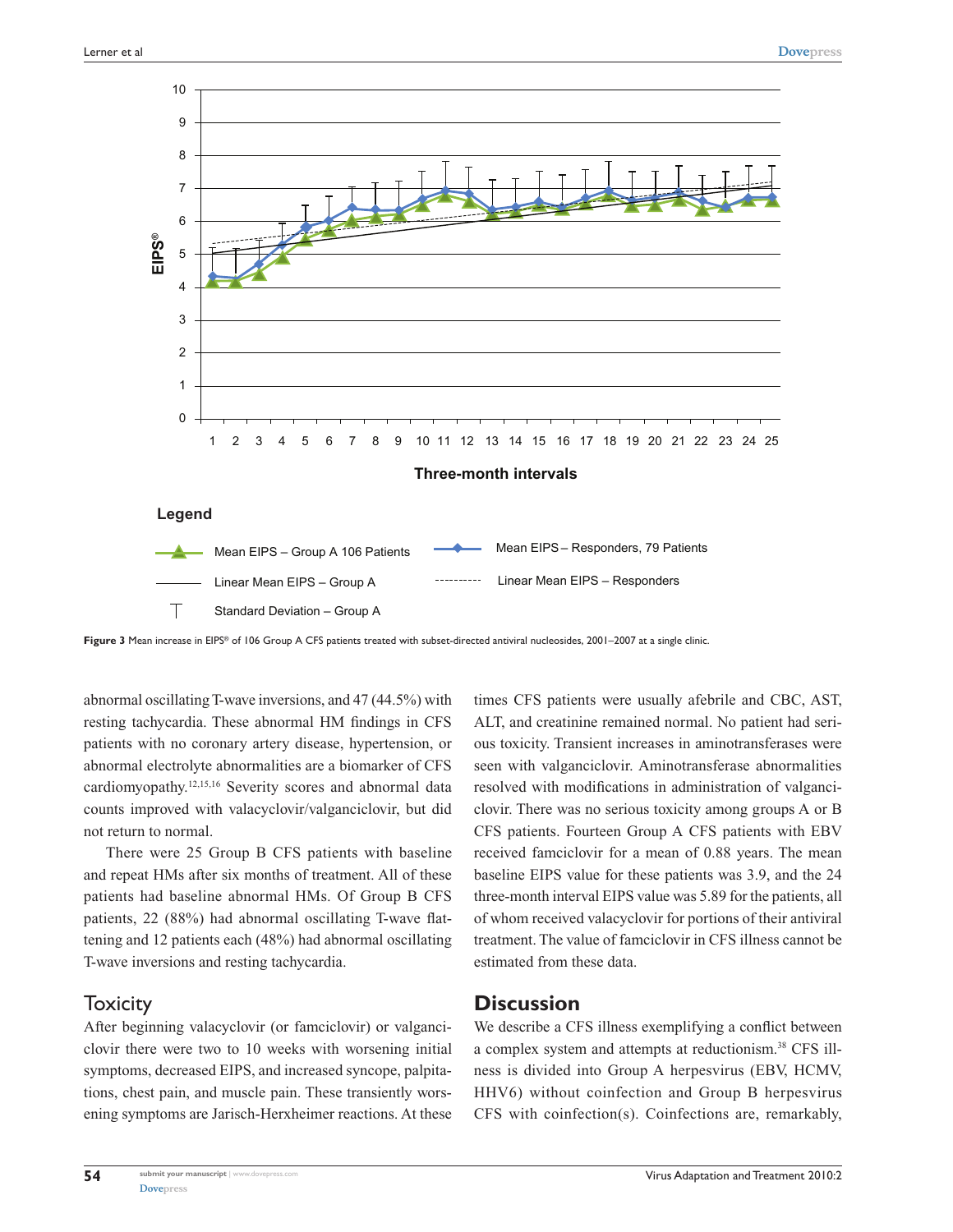Figure 3 Mean increase in EIPS® of 106 Group A CFS patients treated with subset-directed antiviral nucleosides, 2001–2007 at a single clinic.

abnormal oscillating T-wave inversions, and 47 (44.5%) with resting tachycardia. These abnormal HM findings in CFS patients with no coronary artery disease, hypertension, or abnormal electrolyte abnormalities are a biomarker of CFS cardiomyopathy.[12,15,16] Severity scores and abnormal data counts improved with valacyclovir/valganciclovir, but did not return to normal.

There were 25 Group B CFS patients with baseline and repeat HMs after six months of treatment. All of these patients had baseline abnormal HMs. Of Group B CFS patients, 22 (88%) had abnormal oscillating T-wave flattening and 12 patients each (48%) had abnormal oscillating T-wave inversions and resting tachycardia.

## Toxicity

After beginning valacyclovir (or famciclovir) or valganciclovir there were two to 10 weeks with worsening initial symptoms, decreased EIPS, and increased syncope, palpitations, chest pain, and muscle pain. These transiently worsening symptoms are Jarisch-Herxheimer reactions. At these times CFS patients were usually afebrile and CBC, AST, ALT, and creatinine remained normal. No patient had serious toxicity. Transient increases in aminotransferases were seen with valganciclovir. Aminotransferase abnormalities resolved with modifications in administration of valganciclovir. There was no serious toxicity among groups A or B CFS patients. Fourteen Group A CFS patients with EBV received famciclovir for a mean of 0.88 years. The mean baseline EIPS value for these patients was 3.9, and the 24 three-month interval EIPS value was 5.89 for the patients, all of whom received valacyclovir for portions of their antiviral treatment. The value of famciclovir in CFS illness cannot be estimated from these data.

## Discussion

We describe a CFS illness exemplifying a conflict between a complex system and attempts at reductionism.[38] CFS illness is divided into Group A herpesvirus (EBV, HCMV, HHV6) without coinfection and Group B herpesvirus CFS with coinfection(s). Coinfections are, remarkably,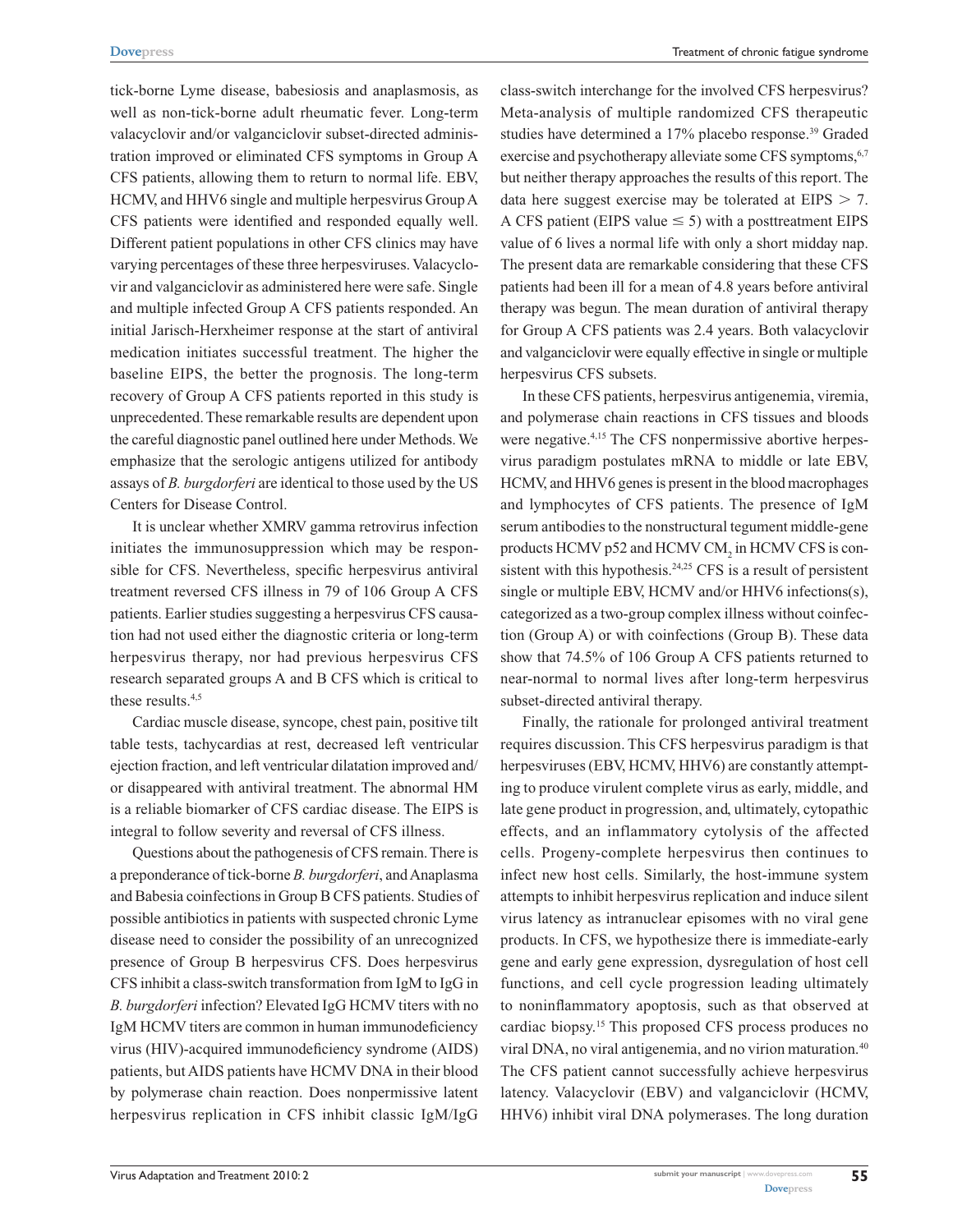tick-borne Lyme disease, babesiosis and anaplasmosis, as well as non-tick-borne adult rheumatic fever. Long-term valacyclovir and/or valganciclovir subset-directed administration improved or eliminated CFS symptoms in Group A CFS patients, allowing them to return to normal life. EBV, HCMV, and HHV6 single and multiple herpesvirus Group A CFS patients were identified and responded equally well. Different patient populations in other CFS clinics may have varying percentages of these three herpesviruses. Valacyclovir and valganciclovir as administered here were safe. Single and multiple infected Group A CFS patients responded. An initial Jarisch-Herxheimer response at the start of antiviral medication initiates successful treatment. The higher the baseline EIPS, the better the prognosis. The long-term recovery of Group A CFS patients reported in this study is unprecedented. These remarkable results are dependent upon the careful diagnostic panel outlined here under Methods. We emphasize that the serologic antigens utilized for antibody assays of *B. burgdorferi* are identical to those used by the US Centers for Disease Control.

It is unclear whether XMRV gamma retrovirus infection initiates the immunosuppression which may be responsible for CFS. Nevertheless, specific herpesvirus antiviral treatment reversed CFS illness in 79 of 106 Group A CFS patients. Earlier studies suggesting a herpesvirus CFS causation had not used either the diagnostic criteria or long-term herpesvirus therapy, nor had previous herpesvirus CFS research separated groups A and B CFS which is critical to these results.[4,5]

Cardiac muscle disease, syncope, chest pain, positive tilt table tests, tachycardias at rest, decreased left ventricular ejection fraction, and left ventricular dilatation improved and/or disappeared with antiviral treatment. The abnormal HM is a reliable biomarker of CFS cardiac disease. The EIPS is integral to follow severity and reversal of CFS illness.

Questions about the pathogenesis of CFS remain. There is a preponderance of tick-borne *B. burgdorferi*, and Anaplasma and Babesia coinfections in Group B CFS patients. Studies of possible antibiotics in patients with suspected chronic Lyme disease need to consider the possibility of an unrecognized presence of Group B herpesvirus CFS. Does herpesvirus CFS inhibit a class-switch transformation from IgM to IgG in *B. burgdorferi* infection? Elevated IgG HCMV titers with no IgM HCMV titers are common in human immunodeficiency virus (HIV)-acquired immunodeficiency syndrome (AIDS) patients, but AIDS patients have HCMV DNA in their blood by polymerase chain reaction. Does nonpermissive latent herpesvirus replication in CFS inhibit classic IgM/IgG class-switch interchange for the involved CFS herpesvirus? Meta-analysis of multiple randomized CFS therapeutic studies have determined a 17% placebo response.[39] Graded exercise and psychotherapy alleviate some CFS symptoms,[6,7] but neither therapy approaches the results of this report. The data here suggest exercise may be tolerated at EIPS $> 7$. A CFS patient (EIPS value $\leq 5$) with a posttreatment EIPS value of 6 lives a normal life with only a short midday nap. The present data are remarkable considering that these CFS patients had been ill for a mean of 4.8 years before antiviral therapy was begun. The mean duration of antiviral therapy for Group A CFS patients was 2.4 years. Both valacyclovir and valganciclovir were equally effective in single or multiple herpesvirus CFS subsets.

In these CFS patients, herpesvirus antigenemia, viremia, and polymerase chain reactions in CFS tissues and bloods were negative.[4,15] The CFS nonpermissive abortive herpesvirus paradigm postulates mRNA to middle or late EBV, HCMV, and HHV6 genes is present in the blood macrophages and lymphocytes of CFS patients. The presence of IgM serum antibodies to the nonstructural tegument middle-gene products HCMV p52 and HCMV $CM_2$ in HCMV CFS is consistent with this hypothesis.[24,25] CFS is a result of persistent single or multiple EBV, HCMV and/or HHV6 infections(s), categorized as a two-group complex illness without coinfection (Group A) or with coinfections (Group B). These data show that 74.5% of 106 Group A CFS patients returned to near-normal to normal lives after long-term herpesvirus subset-directed antiviral therapy.

Finally, the rationale for prolonged antiviral treatment requires discussion. This CFS herpesvirus paradigm is that herpesviruses (EBV, HCMV, HHV6) are constantly attempting to produce virulent complete virus as early, middle, and late gene product in progression, and, ultimately, cytopathic effects, and an inflammatory cytolysis of the affected cells. Progeny-complete herpesvirus then continues to infect new host cells. Similarly, the host-immune system attempts to inhibit herpesvirus replication and induce silent virus latency as intranuclear episomes with no viral gene products. In CFS, we hypothesize there is immediate-early gene and early gene expression, dysregulation of host cell functions, and cell cycle progression leading ultimately to noninflammatory apoptosis, such as that observed at cardiac biopsy.[15] This proposed CFS process produces no viral DNA, no viral antigenemia, and no virion maturation.[40] The CFS patient cannot successfully achieve herpesvirus latency. Valacyclovir (EBV) and valganciclovir (HCMV, HHV6) inhibit viral DNA polymerases. The long duration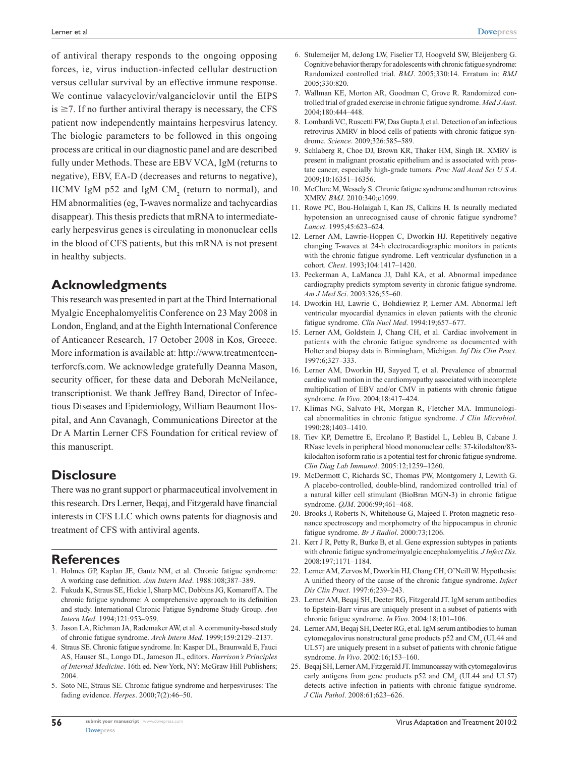of antiviral therapy responds to the ongoing opposing forces, ie, virus induction-infected cellular destruction versus cellular survival by an effective immune response. We continue valacyclovir/valganciclovir until the EIPS is ≥7. If no further antiviral therapy is necessary, the CFS patient now independently maintains herpesvirus latency. The biologic parameters to be followed in this ongoing process are critical in our diagnostic panel and are described fully under Methods. These are EBV VCA, IgM (returns to negative), EBV, EA-D (decreases and returns to negative), HCMV IgM p52 and IgM $CM_2$ (return to normal), and HM abnormalities (eg, T-waves normalize and tachycardias disappear). This thesis predicts that mRNA to intermediate-early herpesvirus genes is circulating in mononuclear cells in the blood of CFS patients, but this mRNA is not present in healthy subjects.

## Acknowledgments

This research was presented in part at the Third International Myalgic Encephalomyelitis Conference on 23 May 2008 in London, England, and at the Eighth International Conference of Anticancer Research, 17 October 2008 in Kos, Greece. More information is available at: http://www.treatmentcenterforcfs.com. We acknowledge gratefully Deanna Mason, security officer, for these data and Deborah McNeilance, transcriptionist. We thank Jeffrey Band, Director of Infectious Diseases and Epidemiology, William Beaumont Hospital, and Ann Cavanagh, Communications Director at the Dr A Martin Lerner CFS Foundation for critical review of this manuscript.

## Disclosure

There was no grant support or pharmaceutical involvement in this research. Drs Lerner, Beqaj, and Fitzgerald have financial interests in CFS LLC which owns patents for diagnosis and treatment of CFS with antiviral agents.

## References

1. Holmes GP, Kaplan JE, Gantz NM, et al. Chronic fatigue syndrome: A working case definition. *Ann Intern Med*. 1988:108;387–389.
2. Fukuda K, Straus SE, Hickie I, Sharp MC, Dobbins JG, Komaroff A. The chronic fatigue syndrome: A comprehensive approach to its definition and study. International Chronic Fatigue Syndrome Study Group. *Ann Intern Med*. 1994;121:953–959.
3. Jason LA, Richman JA, Rademaker AW, et al. A community-based study of chronic fatigue syndrome. *Arch Intern Med*. 1999;159:2129–2137.
4. Straus SE. Chronic fatigue syndrome. In: Kasper DL, Braunwald E, Fauci AS, Hauser SL, Longo DL, Jameson JL, editors. *Harrison's Principles of Internal Medicine*. 16th ed. New York, NY: McGraw Hill Publishers; 2004.
5. Soto NE, Straus SE. Chronic fatigue syndrome and herpesviruses: The fading evidence. *Herpes*. 2000;7(2):46–50.
6. Stulemeijer M, deJong LW, Fiselier TJ, Hoogveld SW, Bleijenberg G. Cognitive behavior therapy for adolescents with chronic fatigue syndrome: Randomized controlled trial. *BMJ*. 2005;330:14. Erratum in: *BMJ* 2005;330:820.
7. Wallman KE, Morton AR, Goodman C, Grove R. Randomized controlled trial of graded exercise in chronic fatigue syndrome. *Med J Aust*. 2004;180:444–448.
8. Lombardi VC, Ruscetti FW, Das Gupta J, et al. Detection of an infectious retrovirus XMRV in blood cells of patients with chronic fatigue syndrome. *Science*. 2009;326:585–589.
9. Schlaberg R, Choe DJ, Brown KR, Thaker HM, Singh IR. XMRV is present in malignant prostatic epithelium and is associated with prostate cancer, especially high-grade tumors. *Proc Natl Acad Sci U S A*. 2009;10:16351–16356.
10. McClure M, Wessely S. Chronic fatigue syndrome and human retrovirus XMRV. *BMJ*. 2010:340;c1099.
11. Rowe PC, Bou-Holaigah I, Kan JS, Calkins H. Is neurally mediated hypotension an unrecognised cause of chronic fatigue syndrome? *Lancet*. 1995;45:623–624.
12. Lerner AM, Lawrie-Hoppen C, Dworkin HJ. Repetitively negative changing T-waves at 24-h electrocardiographic monitors in patients with the chronic fatigue syndrome. Left ventricular dysfunction in a cohort. *Chest*. 1993;104:1417–1420.
13. Peckerman A, LaManca JJ, Dahl KA, et al. Abnormal impedance cardiography predicts symptom severity in chronic fatigue syndrome. *Am J Med Sci*. 2003:326;55–60.
14. Dworkin HJ, Lawrie C, Bohdiewiez P, Lerner AM. Abnormal left ventricular myocardial dynamics in eleven patients with the chronic fatigue syndrome. *Clin Nucl Med*. 1994:19;657–677.
15. Lerner AM, Goldstein J, Chang CH, et al. Cardiac involvement in patients with the chronic fatigue syndrome as documented with Holter and biopsy data in Birmingham, Michigan. *Inf Dis Clin Pract*. 1997:6;327–333.
16. Lerner AM, Dworkin HJ, Sayyed T, et al. Prevalence of abnormal cardiac wall motion in the cardiomyopathy associated with incomplete multiplication of EBV and/or CMV in patients with chronic fatigue syndrome. *In Vivo*. 2004;18:417–424.
17. Klimas NG, Salvato FR, Morgan R, Fletcher MA. Immunological abnormalities in chronic fatigue syndrome. *J Clin Microbiol*. 1990:28;1403–1410.
18. Tiev KP, Demettre E, Ercolano P, Bastidel L, Lebleu B, Cabane J. RNase levels in peripheral blood mononuclear cells: 37-kilodalton/83-kilodalton isoform ratio is a potential test for chronic fatigue syndrome. *Clin Diag Lab Immunol*. 2005:12;1259–1260.
19. McDermott C, Richards SC, Thomas PW, Montgomery J, Lewith G. A placebo-controlled, double-blind, randomized controlled trial of a natural killer cell stimulant (BioBran MGN-3) in chronic fatigue syndrome. *QJM*. 2006:99;461–468.
20. Brooks J, Roberts N, Whitehouse G, Majeed T. Proton magnetic resonance spectroscopy and morphometry of the hippocampus in chronic fatigue syndrome. *Br J Radiol*. 2000:73;1206.
21. Kerr J R, Petty R, Burke B, et al. Gene expression subtypes in patients with chronic fatigue syndrome/myalgic encephalomyelitis. *J Infect Dis*. 2008:197;1171–1184.
22. Lerner AM, Zervos M, Dworkin HJ, Chang CH, O'Neill W. Hypothesis: A unified theory of the cause of the chronic fatigue syndrome. *Infect Dis Clin Pract*. 1997:6;239–243.
23. Lerner AM, Beqaj SH, Deeter RG, Fitzgerald JT. IgM serum antibodies to Epstein-Barr virus are uniquely present in a subset of patients with chronic fatigue syndrome. *In Vivo*. 2004:18;101–106.
24. Lerner AM, Beqaj SH, Deeter RG, et al. IgM serum antibodies to human cytomegalovirus nonstructural gene products p52 and $CM_2$ (UL44 and UL57) are uniquely present in a subset of patients with chronic fatigue syndrome. *In Vivo*. 2002:16;153–160.
25. Beqaj SH, Lerner AM, Fitzgerald JT. Immunoassay with cytomegalovirus early antigens from gene products p52 and $CM_2$ (UL44 and UL57) detects active infection in patients with chronic fatigue syndrome. *J Clin Pathol*. 2008:61;623–626.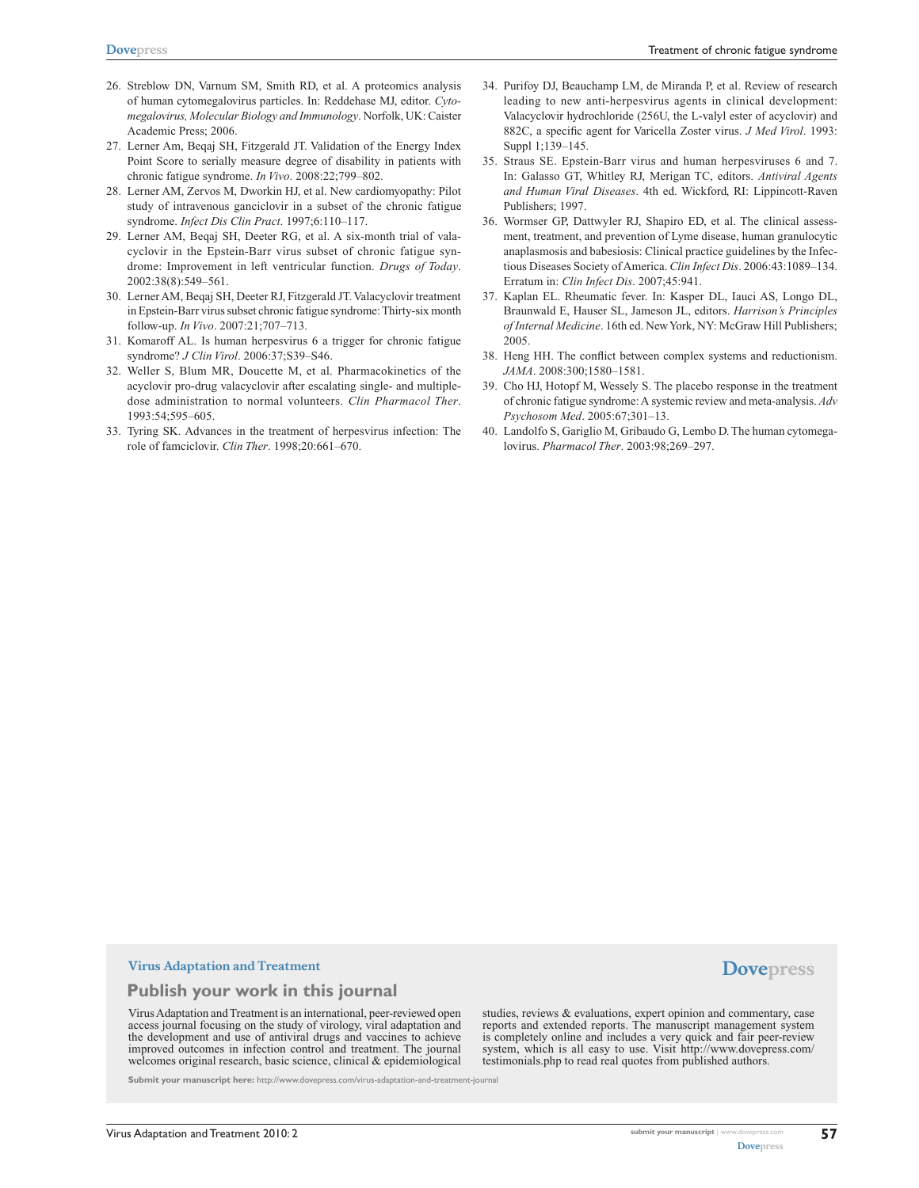26. Streblow DN, Varnum SM, Smith RD, et al. A proteomics analysis of human cytomegalovirus particles. In: Reddehase MJ, editor. *Cytomegalovirus, Molecular Biology and Immunology*. Norfolk, UK: Caister Academic Press; 2006.
27. Lerner Am, Beqaj SH, Fitzgerald JT. Validation of the Energy Index Point Score to serially measure degree of disability in patients with chronic fatigue syndrome. *In Vivo*. 2008:22;799–802.
28. Lerner AM, Zervos M, Dworkin HJ, et al. New cardiomyopathy: Pilot study of intravenous ganciclovir in a subset of the chronic fatigue syndrome. *Infect Dis Clin Pract*. 1997;6:110–117.
29. Lerner AM, Beqaj SH, Deeter RG, et al. A six-month trial of valacyclovir in the Epstein-Barr virus subset of chronic fatigue syndrome: Improvement in left ventricular function. *Drugs of Today*. 2002:38(8):549–561.
30. Lerner AM, Beqaj SH, Deeter RJ, Fitzgerald JT. Valacyclovir treatment in Epstein-Barr virus subset chronic fatigue syndrome: Thirty-six month follow-up. *In Vivo*. 2007:21;707–713.
31. Komaroff AL. Is human herpesvirus 6 a trigger for chronic fatigue syndrome? *J Clin Virol*. 2006:37;S39–S46.
32. Weller S, Blum MR, Doucette M, et al. Pharmacokinetics of the acyclovir pro-drug valacyclovir after escalating single- and multiple-dose administration to normal volunteers. *Clin Pharmacol Ther*. 1993:54;595–605.
33. Tyring SK. Advances in the treatment of herpesvirus infection: The role of famciclovir. *Clin Ther*. 1998;20:661–670.
34. Purifoy DJ, Beauchamp LM, de Miranda P, et al. Review of research leading to new anti-herpesvirus agents in clinical development: Valacyclovir hydrochloride (256U, the L-valyl ester of acyclovir) and 882C, a specific agent for Varicella Zoster virus. *J Med Virol*. 1993: Suppl 1;139–145.
35. Straus SE. Epstein-Barr virus and human herpesviruses 6 and 7. In: Galasso GT, Whitley RJ, Merigan TC, editors. *Antiviral Agents and Human Viral Diseases*. 4th ed. Wickford, RI: Lippincott-Raven Publishers; 1997.
36. Wormser GP, Dattwyler RJ, Shapiro ED, et al. The clinical assessment, treatment, and prevention of Lyme disease, human granulocytic anaplasmosis and babesiosis: Clinical practice guidelines by the Infectious Diseases Society of America. *Clin Infect Dis*. 2006:43:1089–134. Erratum in: *Clin Infect Dis*. 2007;45:941.
37. Kaplan EL. Rheumatic fever. In: Kasper DL, Iauci AS, Longo DL, Braunwald E, Hauser SL, Jameson JL, editors. *Harrison's Principles of Internal Medicine*. 16th ed. New York, NY: McGraw Hill Publishers; 2005.
38. Heng HH. The conflict between complex systems and reductionism. *JAMA*. 2008:300;1580–1581.
39. Cho HJ, Hotopf M, Wessely S. The placebo response in the treatment of chronic fatigue syndrome: A systemic review and meta-analysis. *Adv Psychosom Med*. 2005:67;301–13.
40. Landolfo S, Gariglio M, Gribaudo G, Lembo D. The human cytomegalovirus. *Pharmacol Ther*. 2003:98;269–297.

**Virus Adaptation and Treatment**

## Publish your work in this journal

Virus Adaptation and Treatment is an international, peer-reviewed open access journal focusing on the study of virology, viral adaptation and the development and use of antiviral drugs and vaccines to achieve improved outcomes in infection control and treatment. The journal welcomes original research, basic science, clinical & epidemiological studies, reviews & evaluations, expert opinion and commentary, case reports and extended reports. The manuscript management system is completely online and includes a very quick and fair peer-review system, which is all easy to use. Visit http://www.dovepress.com/testimonials.php to read real quotes from published authors.

**Submit your manuscript here:** http://www.dovepress.com/virus-adaptation-and-treatment-journal